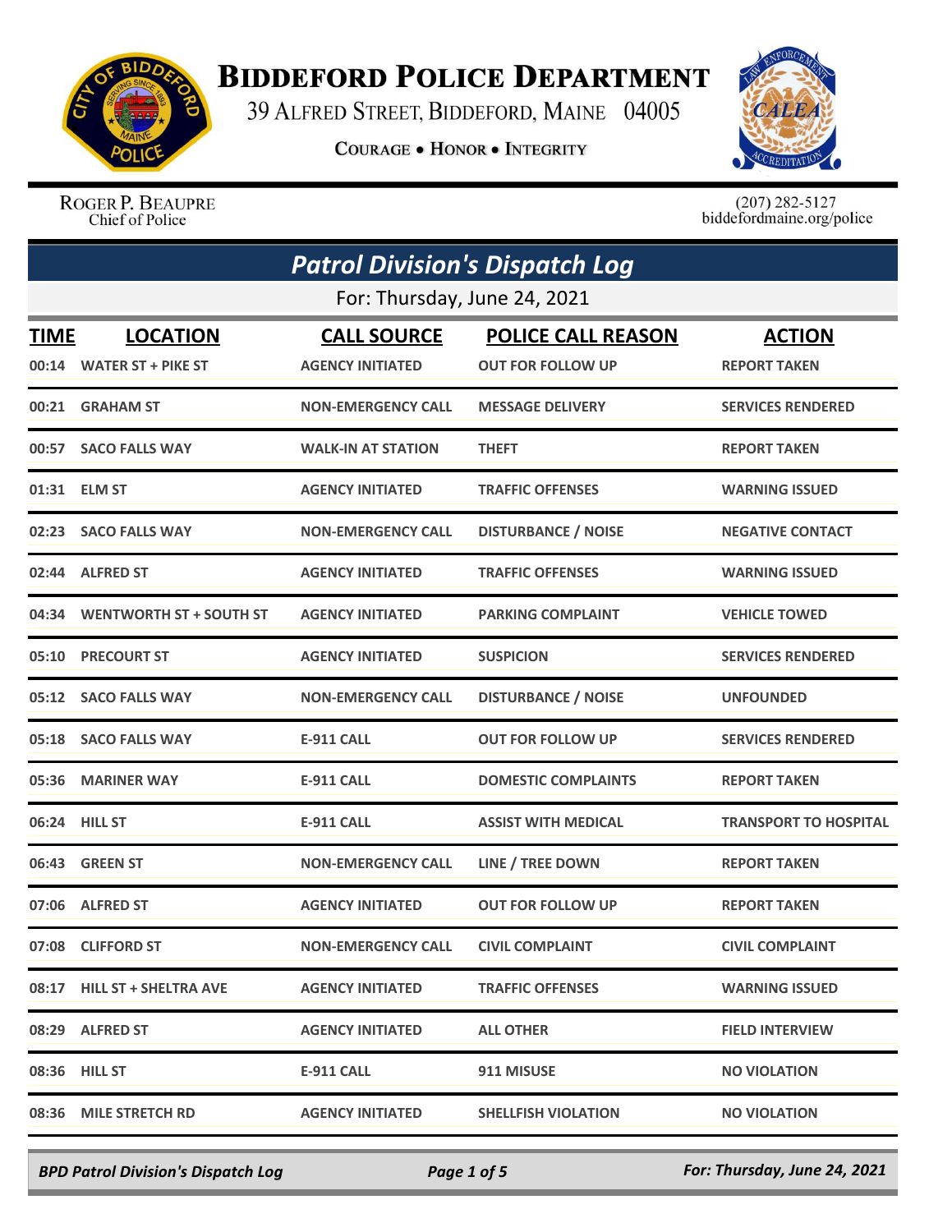# Biddeford Police Department

39 Alfred Street, Biddeford, Maine 04005

Courage • Honor • Integrity

Roger P. Beaupre
Chief of Police

(207) 282-5127
biddefordmaine.org/police

## Patrol Division's Dispatch Log

For: Thursday, June 24, 2021

| TIME | LOCATION | CALL SOURCE | POLICE CALL REASON | ACTION |
|---|---|---|---|---|
| 00:14 | WATER ST + PIKE ST | AGENCY INITIATED | OUT FOR FOLLOW UP | REPORT TAKEN |
| 00:21 | GRAHAM ST | NON-EMERGENCY CALL | MESSAGE DELIVERY | SERVICES RENDERED |
| 00:57 | SACO FALLS WAY | WALK-IN AT STATION | THEFT | REPORT TAKEN |
| 01:31 | ELM ST | AGENCY INITIATED | TRAFFIC OFFENSES | WARNING ISSUED |
| 02:23 | SACO FALLS WAY | NON-EMERGENCY CALL | DISTURBANCE / NOISE | NEGATIVE CONTACT |
| 02:44 | ALFRED ST | AGENCY INITIATED | TRAFFIC OFFENSES | WARNING ISSUED |
| 04:34 | WENTWORTH ST + SOUTH ST | AGENCY INITIATED | PARKING COMPLAINT | VEHICLE TOWED |
| 05:10 | PRECOURT ST | AGENCY INITIATED | SUSPICION | SERVICES RENDERED |
| 05:12 | SACO FALLS WAY | NON-EMERGENCY CALL | DISTURBANCE / NOISE | UNFOUNDED |
| 05:18 | SACO FALLS WAY | E-911 CALL | OUT FOR FOLLOW UP | SERVICES RENDERED |
| 05:36 | MARINER WAY | E-911 CALL | DOMESTIC COMPLAINTS | REPORT TAKEN |
| 06:24 | HILL ST | E-911 CALL | ASSIST WITH MEDICAL | TRANSPORT TO HOSPITAL |
| 06:43 | GREEN ST | NON-EMERGENCY CALL | LINE / TREE DOWN | REPORT TAKEN |
| 07:06 | ALFRED ST | AGENCY INITIATED | OUT FOR FOLLOW UP | REPORT TAKEN |
| 07:08 | CLIFFORD ST | NON-EMERGENCY CALL | CIVIL COMPLAINT | CIVIL COMPLAINT |
| 08:17 | HILL ST + SHELTRA AVE | AGENCY INITIATED | TRAFFIC OFFENSES | WARNING ISSUED |
| 08:29 | ALFRED ST | AGENCY INITIATED | ALL OTHER | FIELD INTERVIEW |
| 08:36 | HILL ST | E-911 CALL | 911 MISUSE | NO VIOLATION |
| 08:36 | MILE STRETCH RD | AGENCY INITIATED | SHELLFISH VIOLATION | NO VIOLATION |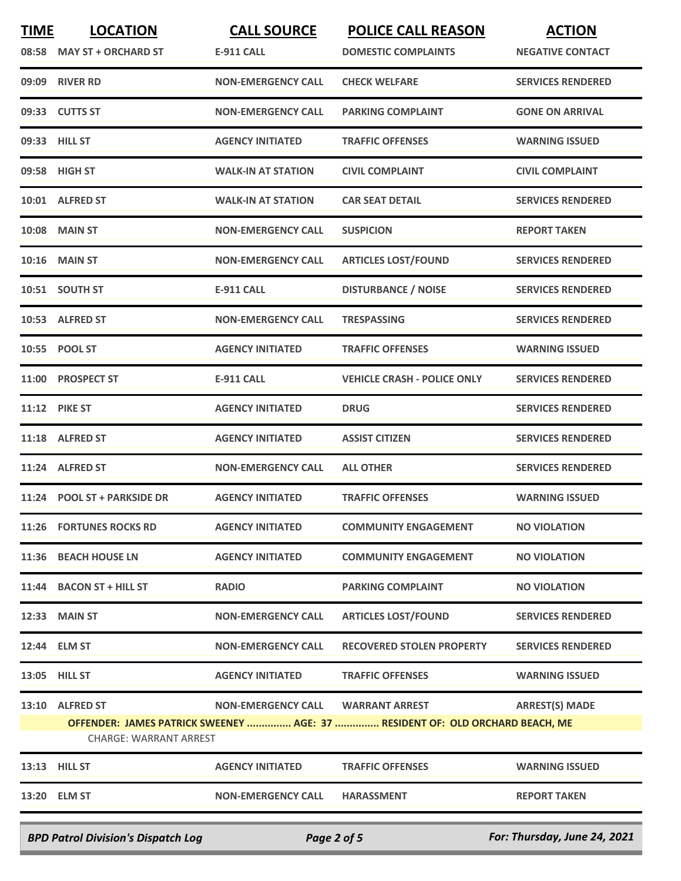| TIME | LOCATION | CALL SOURCE | POLICE CALL REASON | ACTION |
|---|---|---|---|---|
| 08:58 | MAY ST + ORCHARD ST | E-911 CALL | DOMESTIC COMPLAINTS | NEGATIVE CONTACT |
| 09:09 | RIVER RD | NON-EMERGENCY CALL | CHECK WELFARE | SERVICES RENDERED |
| 09:33 | CUTTS ST | NON-EMERGENCY CALL | PARKING COMPLAINT | GONE ON ARRIVAL |
| 09:33 | HILL ST | AGENCY INITIATED | TRAFFIC OFFENSES | WARNING ISSUED |
| 09:58 | HIGH ST | WALK-IN AT STATION | CIVIL COMPLAINT | CIVIL COMPLAINT |
| 10:01 | ALFRED ST | WALK-IN AT STATION | CAR SEAT DETAIL | SERVICES RENDERED |
| 10:08 | MAIN ST | NON-EMERGENCY CALL | SUSPICION | REPORT TAKEN |
| 10:16 | MAIN ST | NON-EMERGENCY CALL | ARTICLES LOST/FOUND | SERVICES RENDERED |
| 10:51 | SOUTH ST | E-911 CALL | DISTURBANCE / NOISE | SERVICES RENDERED |
| 10:53 | ALFRED ST | NON-EMERGENCY CALL | TRESPASSING | SERVICES RENDERED |
| 10:55 | POOL ST | AGENCY INITIATED | TRAFFIC OFFENSES | WARNING ISSUED |
| 11:00 | PROSPECT ST | E-911 CALL | VEHICLE CRASH - POLICE ONLY | SERVICES RENDERED |
| 11:12 | PIKE ST | AGENCY INITIATED | DRUG | SERVICES RENDERED |
| 11:18 | ALFRED ST | AGENCY INITIATED | ASSIST CITIZEN | SERVICES RENDERED |
| 11:24 | ALFRED ST | NON-EMERGENCY CALL | ALL OTHER | SERVICES RENDERED |
| 11:24 | POOL ST + PARKSIDE DR | AGENCY INITIATED | TRAFFIC OFFENSES | WARNING ISSUED |
| 11:26 | FORTUNES ROCKS RD | AGENCY INITIATED | COMMUNITY ENGAGEMENT | NO VIOLATION |
| 11:36 | BEACH HOUSE LN | AGENCY INITIATED | COMMUNITY ENGAGEMENT | NO VIOLATION |
| 11:44 | BACON ST + HILL ST | RADIO | PARKING COMPLAINT | NO VIOLATION |
| 12:33 | MAIN ST | NON-EMERGENCY CALL | ARTICLES LOST/FOUND | SERVICES RENDERED |
| 12:44 | ELM ST | NON-EMERGENCY CALL | RECOVERED STOLEN PROPERTY | SERVICES RENDERED |
| 13:05 | HILL ST | AGENCY INITIATED | TRAFFIC OFFENSES | WARNING ISSUED |
| 13:10 | ALFRED ST | NON-EMERGENCY CALL | WARRANT ARREST | ARREST(S) MADE |
| | OFFENDER: JAMES PATRICK SWEENEY ............... AGE: 37 ............... RESIDENT OF: OLD ORCHARD BEACH, ME | | | |
| | CHARGE: WARRANT ARREST | | | |
| 13:13 | HILL ST | AGENCY INITIATED | TRAFFIC OFFENSES | WARNING ISSUED |
| 13:20 | ELM ST | NON-EMERGENCY CALL | HARASSMENT | REPORT TAKEN |

*BPD Patrol Division's Dispatch Log* — *For: Thursday, June 24, 2021*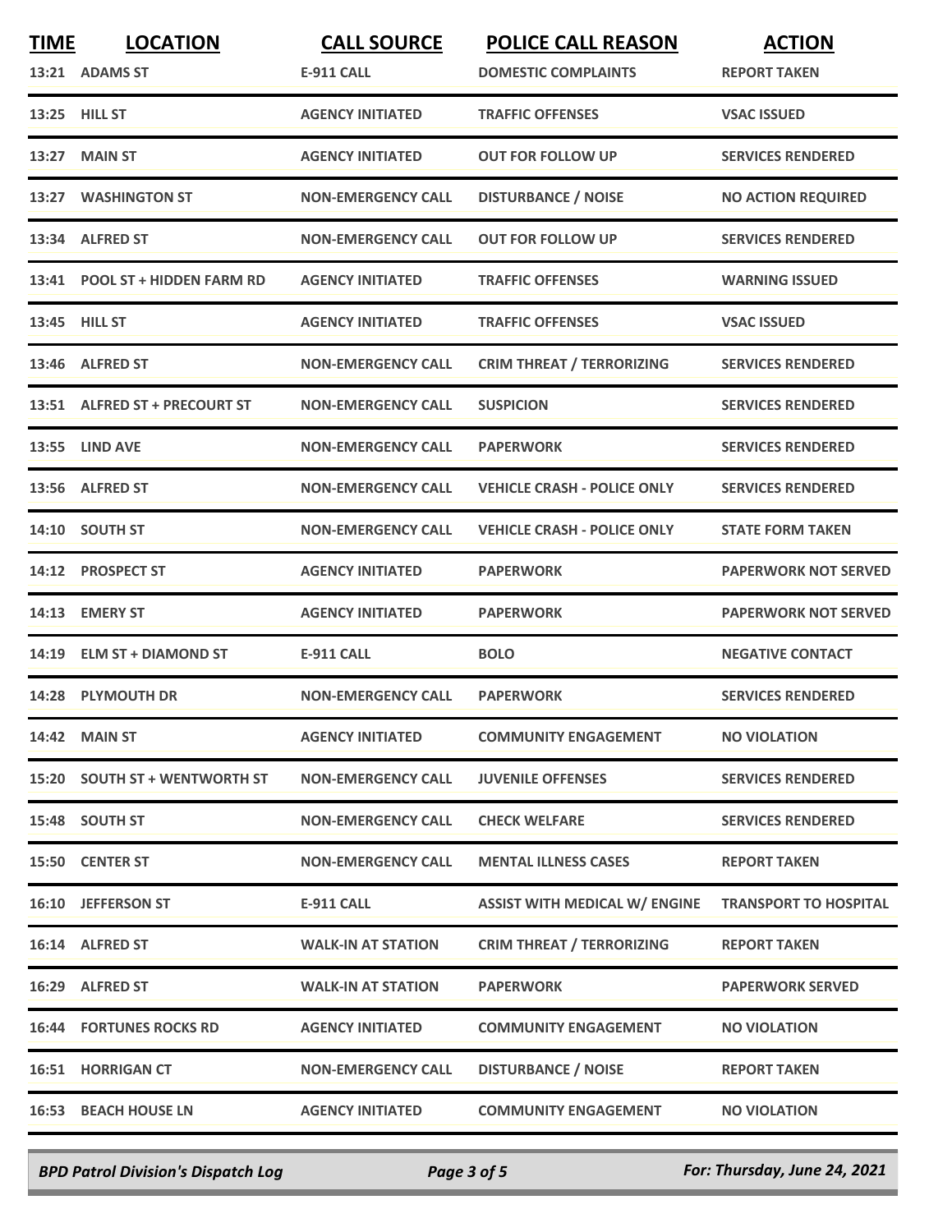| TIME | LOCATION | CALL SOURCE | POLICE CALL REASON | ACTION |
|---|---|---|---|---|
| 13:21 | ADAMS ST | E-911 CALL | DOMESTIC COMPLAINTS | REPORT TAKEN |
| 13:25 | HILL ST | AGENCY INITIATED | TRAFFIC OFFENSES | VSAC ISSUED |
| 13:27 | MAIN ST | AGENCY INITIATED | OUT FOR FOLLOW UP | SERVICES RENDERED |
| 13:27 | WASHINGTON ST | NON-EMERGENCY CALL | DISTURBANCE / NOISE | NO ACTION REQUIRED |
| 13:34 | ALFRED ST | NON-EMERGENCY CALL | OUT FOR FOLLOW UP | SERVICES RENDERED |
| 13:41 | POOL ST + HIDDEN FARM RD | AGENCY INITIATED | TRAFFIC OFFENSES | WARNING ISSUED |
| 13:45 | HILL ST | AGENCY INITIATED | TRAFFIC OFFENSES | VSAC ISSUED |
| 13:46 | ALFRED ST | NON-EMERGENCY CALL | CRIM THREAT / TERRORIZING | SERVICES RENDERED |
| 13:51 | ALFRED ST + PRECOURT ST | NON-EMERGENCY CALL | SUSPICION | SERVICES RENDERED |
| 13:55 | LIND AVE | NON-EMERGENCY CALL | PAPERWORK | SERVICES RENDERED |
| 13:56 | ALFRED ST | NON-EMERGENCY CALL | VEHICLE CRASH - POLICE ONLY | SERVICES RENDERED |
| 14:10 | SOUTH ST | NON-EMERGENCY CALL | VEHICLE CRASH - POLICE ONLY | STATE FORM TAKEN |
| 14:12 | PROSPECT ST | AGENCY INITIATED | PAPERWORK | PAPERWORK NOT SERVED |
| 14:13 | EMERY ST | AGENCY INITIATED | PAPERWORK | PAPERWORK NOT SERVED |
| 14:19 | ELM ST + DIAMOND ST | E-911 CALL | BOLO | NEGATIVE CONTACT |
| 14:28 | PLYMOUTH DR | NON-EMERGENCY CALL | PAPERWORK | SERVICES RENDERED |
| 14:42 | MAIN ST | AGENCY INITIATED | COMMUNITY ENGAGEMENT | NO VIOLATION |
| 15:20 | SOUTH ST + WENTWORTH ST | NON-EMERGENCY CALL | JUVENILE OFFENSES | SERVICES RENDERED |
| 15:48 | SOUTH ST | NON-EMERGENCY CALL | CHECK WELFARE | SERVICES RENDERED |
| 15:50 | CENTER ST | NON-EMERGENCY CALL | MENTAL ILLNESS CASES | REPORT TAKEN |
| 16:10 | JEFFERSON ST | E-911 CALL | ASSIST WITH MEDICAL W/ ENGINE | TRANSPORT TO HOSPITAL |
| 16:14 | ALFRED ST | WALK-IN AT STATION | CRIM THREAT / TERRORIZING | REPORT TAKEN |
| 16:29 | ALFRED ST | WALK-IN AT STATION | PAPERWORK | PAPERWORK SERVED |
| 16:44 | FORTUNES ROCKS RD | AGENCY INITIATED | COMMUNITY ENGAGEMENT | NO VIOLATION |
| 16:51 | HORRIGAN CT | NON-EMERGENCY CALL | DISTURBANCE / NOISE | REPORT TAKEN |
| 16:53 | BEACH HOUSE LN | AGENCY INITIATED | COMMUNITY ENGAGEMENT | NO VIOLATION |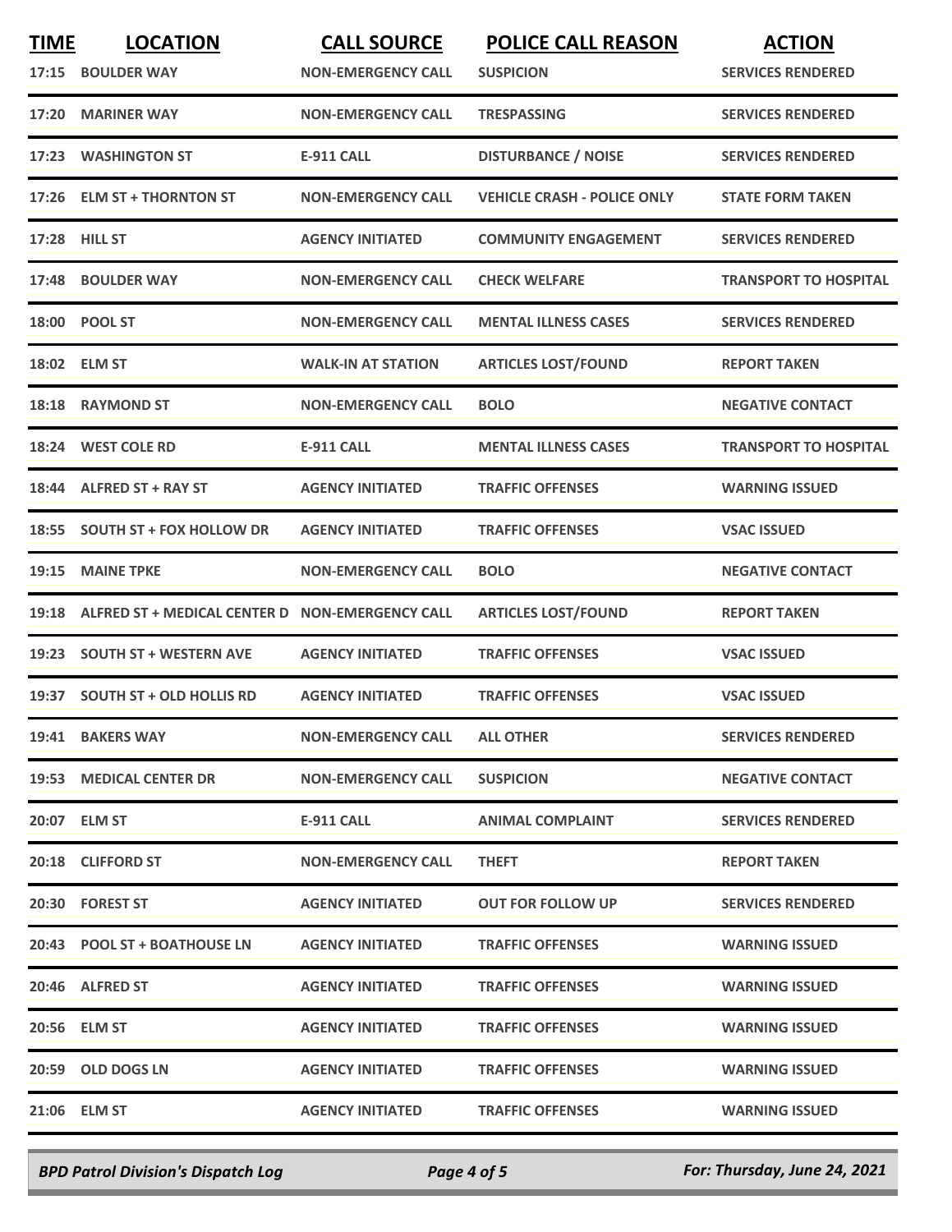| TIME | LOCATION | CALL SOURCE | POLICE CALL REASON | ACTION |
|---|---|---|---|---|
| 17:15 | BOULDER WAY | NON-EMERGENCY CALL | SUSPICION | SERVICES RENDERED |
| 17:20 | MARINER WAY | NON-EMERGENCY CALL | TRESPASSING | SERVICES RENDERED |
| 17:23 | WASHINGTON ST | E-911 CALL | DISTURBANCE / NOISE | SERVICES RENDERED |
| 17:26 | ELM ST + THORNTON ST | NON-EMERGENCY CALL | VEHICLE CRASH - POLICE ONLY | STATE FORM TAKEN |
| 17:28 | HILL ST | AGENCY INITIATED | COMMUNITY ENGAGEMENT | SERVICES RENDERED |
| 17:48 | BOULDER WAY | NON-EMERGENCY CALL | CHECK WELFARE | TRANSPORT TO HOSPITAL |
| 18:00 | POOL ST | NON-EMERGENCY CALL | MENTAL ILLNESS CASES | SERVICES RENDERED |
| 18:02 | ELM ST | WALK-IN AT STATION | ARTICLES LOST/FOUND | REPORT TAKEN |
| 18:18 | RAYMOND ST | NON-EMERGENCY CALL | BOLO | NEGATIVE CONTACT |
| 18:24 | WEST COLE RD | E-911 CALL | MENTAL ILLNESS CASES | TRANSPORT TO HOSPITAL |
| 18:44 | ALFRED ST + RAY ST | AGENCY INITIATED | TRAFFIC OFFENSES | WARNING ISSUED |
| 18:55 | SOUTH ST + FOX HOLLOW DR | AGENCY INITIATED | TRAFFIC OFFENSES | VSAC ISSUED |
| 19:15 | MAINE TPKE | NON-EMERGENCY CALL | BOLO | NEGATIVE CONTACT |
| 19:18 | ALFRED ST + MEDICAL CENTER D | NON-EMERGENCY CALL | ARTICLES LOST/FOUND | REPORT TAKEN |
| 19:23 | SOUTH ST + WESTERN AVE | AGENCY INITIATED | TRAFFIC OFFENSES | VSAC ISSUED |
| 19:37 | SOUTH ST + OLD HOLLIS RD | AGENCY INITIATED | TRAFFIC OFFENSES | VSAC ISSUED |
| 19:41 | BAKERS WAY | NON-EMERGENCY CALL | ALL OTHER | SERVICES RENDERED |
| 19:53 | MEDICAL CENTER DR | NON-EMERGENCY CALL | SUSPICION | NEGATIVE CONTACT |
| 20:07 | ELM ST | E-911 CALL | ANIMAL COMPLAINT | SERVICES RENDERED |
| 20:18 | CLIFFORD ST | NON-EMERGENCY CALL | THEFT | REPORT TAKEN |
| 20:30 | FOREST ST | AGENCY INITIATED | OUT FOR FOLLOW UP | SERVICES RENDERED |
| 20:43 | POOL ST + BOATHOUSE LN | AGENCY INITIATED | TRAFFIC OFFENSES | WARNING ISSUED |
| 20:46 | ALFRED ST | AGENCY INITIATED | TRAFFIC OFFENSES | WARNING ISSUED |
| 20:56 | ELM ST | AGENCY INITIATED | TRAFFIC OFFENSES | WARNING ISSUED |
| 20:59 | OLD DOGS LN | AGENCY INITIATED | TRAFFIC OFFENSES | WARNING ISSUED |
| 21:06 | ELM ST | AGENCY INITIATED | TRAFFIC OFFENSES | WARNING ISSUED |

*BPD Patrol Division's Dispatch Log* — *For: Thursday, June 24, 2021*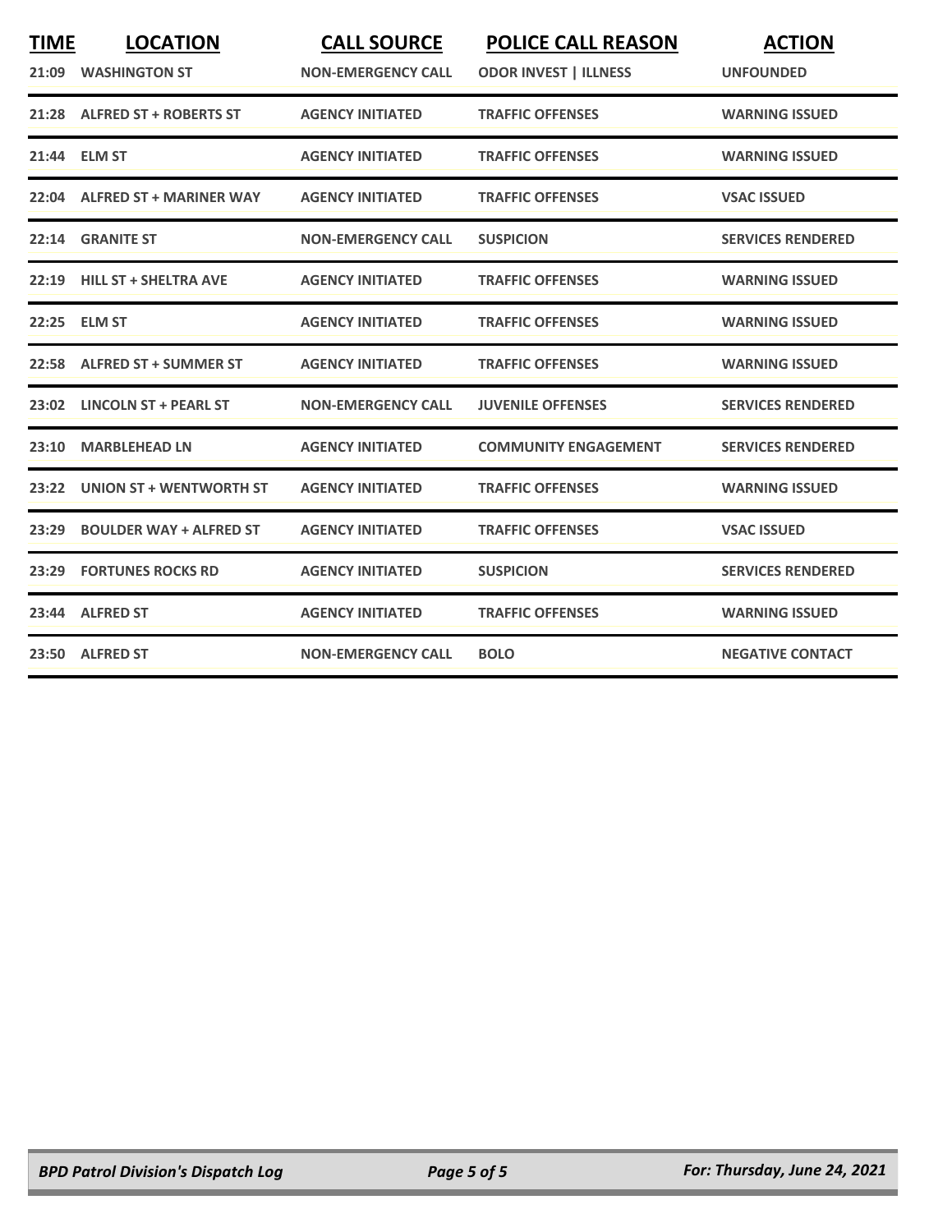| TIME | LOCATION | CALL SOURCE | POLICE CALL REASON | ACTION |
| --- | --- | --- | --- | --- |
| 21:09 | WASHINGTON ST | NON-EMERGENCY CALL | ODOR INVEST \| ILLNESS | UNFOUNDED |
| 21:28 | ALFRED ST + ROBERTS ST | AGENCY INITIATED | TRAFFIC OFFENSES | WARNING ISSUED |
| 21:44 | ELM ST | AGENCY INITIATED | TRAFFIC OFFENSES | WARNING ISSUED |
| 22:04 | ALFRED ST + MARINER WAY | AGENCY INITIATED | TRAFFIC OFFENSES | VSAC ISSUED |
| 22:14 | GRANITE ST | NON-EMERGENCY CALL | SUSPICION | SERVICES RENDERED |
| 22:19 | HILL ST + SHELTRA AVE | AGENCY INITIATED | TRAFFIC OFFENSES | WARNING ISSUED |
| 22:25 | ELM ST | AGENCY INITIATED | TRAFFIC OFFENSES | WARNING ISSUED |
| 22:58 | ALFRED ST + SUMMER ST | AGENCY INITIATED | TRAFFIC OFFENSES | WARNING ISSUED |
| 23:02 | LINCOLN ST + PEARL ST | NON-EMERGENCY CALL | JUVENILE OFFENSES | SERVICES RENDERED |
| 23:10 | MARBLEHEAD LN | AGENCY INITIATED | COMMUNITY ENGAGEMENT | SERVICES RENDERED |
| 23:22 | UNION ST + WENTWORTH ST | AGENCY INITIATED | TRAFFIC OFFENSES | WARNING ISSUED |
| 23:29 | BOULDER WAY + ALFRED ST | AGENCY INITIATED | TRAFFIC OFFENSES | VSAC ISSUED |
| 23:29 | FORTUNES ROCKS RD | AGENCY INITIATED | SUSPICION | SERVICES RENDERED |
| 23:44 | ALFRED ST | AGENCY INITIATED | TRAFFIC OFFENSES | WARNING ISSUED |
| 23:50 | ALFRED ST | NON-EMERGENCY CALL | BOLO | NEGATIVE CONTACT |